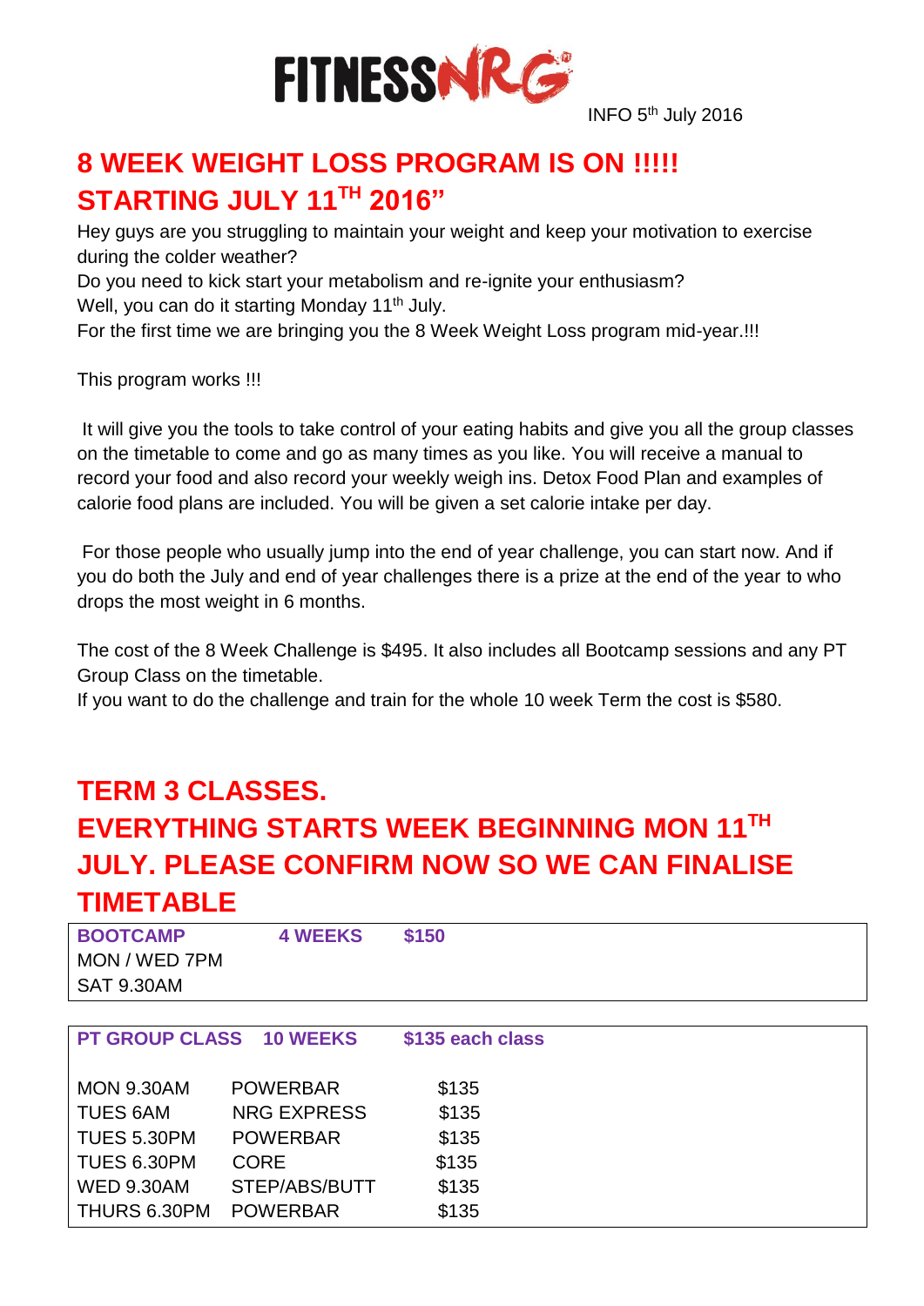FITNESSNRG

INFO 5th July 2016

## 8 WEEK WEIGHT LOSS PROGRAM IS ON !!!!! STARTING JULY 11TH 2016"

Hey guys are you struggling to maintain your weight and keep your motivation to exercise during the colder weather?
Do you need to kick start your metabolism and re-ignite your enthusiasm?
Well, you can do it starting Monday 11th July.
For the first time we are bringing you the 8 Week Weight Loss program mid-year.!!!

This program works !!!

It will give you the tools to take control of your eating habits and give you all the group classes on the timetable to come and go as many times as you like. You will receive a manual to record your food and also record your weekly weigh ins. Detox Food Plan and examples of calorie food plans are included. You will be given a set calorie intake per day.

For those people who usually jump into the end of year challenge, you can start now. And if you do both the July and end of year challenges there is a prize at the end of the year to who drops the most weight in 6 months.

The cost of the 8 Week Challenge is $495. It also includes all Bootcamp sessions and any PT Group Class on the timetable.
If you want to do the challenge and train for the whole 10 week Term the cost is $580.

## TERM 3 CLASSES. EVERYTHING STARTS WEEK BEGINNING MON 11TH JULY. PLEASE CONFIRM NOW SO WE CAN FINALISE TIMETABLE

| **BOOTCAMP** | **4 WEEKS** | **$150** |
|---|---|---|
| MON / WED 7PM | | |
| SAT 9.30AM | | |

| **PT GROUP CLASS** | **10 WEEKS** | **$135 each class** |
|---|---|---|
| MON 9.30AM | POWERBAR | $135 |
| TUES 6AM | NRG EXPRESS | $135 |
| TUES 5.30PM | POWERBAR | $135 |
| TUES 6.30PM | CORE | $135 |
| WED 9.30AM | STEP/ABS/BUTT | $135 |
| THURS 6.30PM | POWERBAR | $135 |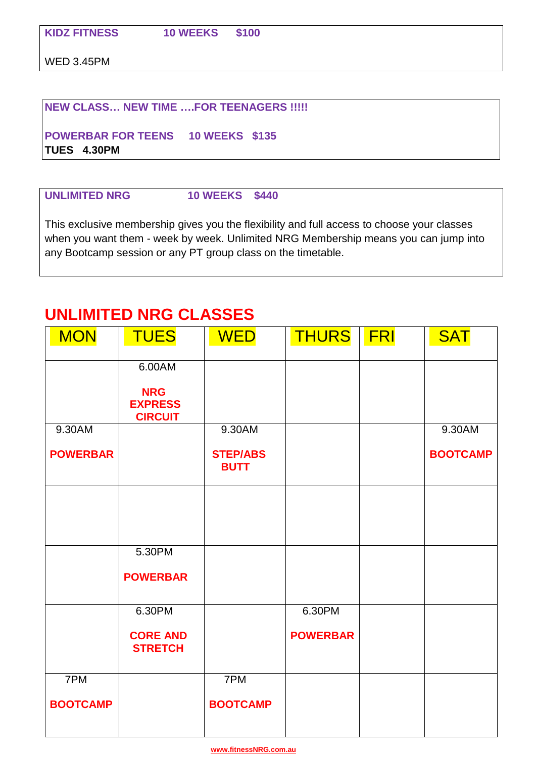**KIDZ FITNESS** **10 WEEKS** **$100**

WED 3.45PM

**NEW CLASS… NEW TIME ….FOR TEENAGERS !!!!!**

**POWERBAR FOR TEENS** **10 WEEKS** **$135**

**TUES 4.30PM**

**UNLIMITED NRG** **10 WEEKS** **$440**

This exclusive membership gives you the flexibility and full access to choose your classes when you want them - week by week. Unlimited NRG Membership means you can jump into any Bootcamp session or any PT group class on the timetable.

## UNLIMITED NRG CLASSES

| MON | TUES | WED | THURS | FRI | SAT |
|---|---|---|---|---|---|
| | 6.00AM **NRG EXPRESS CIRCUIT** | | | | |
| 9.30AM **POWERBAR** | | 9.30AM **STEP/ABS BUTT** | | | 9.30AM **BOOTCAMP** |
| | | | | | |
| | 5.30PM **POWERBAR** | | | | |
| | 6.30PM **CORE AND STRETCH** | | 6.30PM **POWERBAR** | | |
| 7PM **BOOTCAMP** | | 7PM **BOOTCAMP** | | | |

www.fitnessNRG.com.au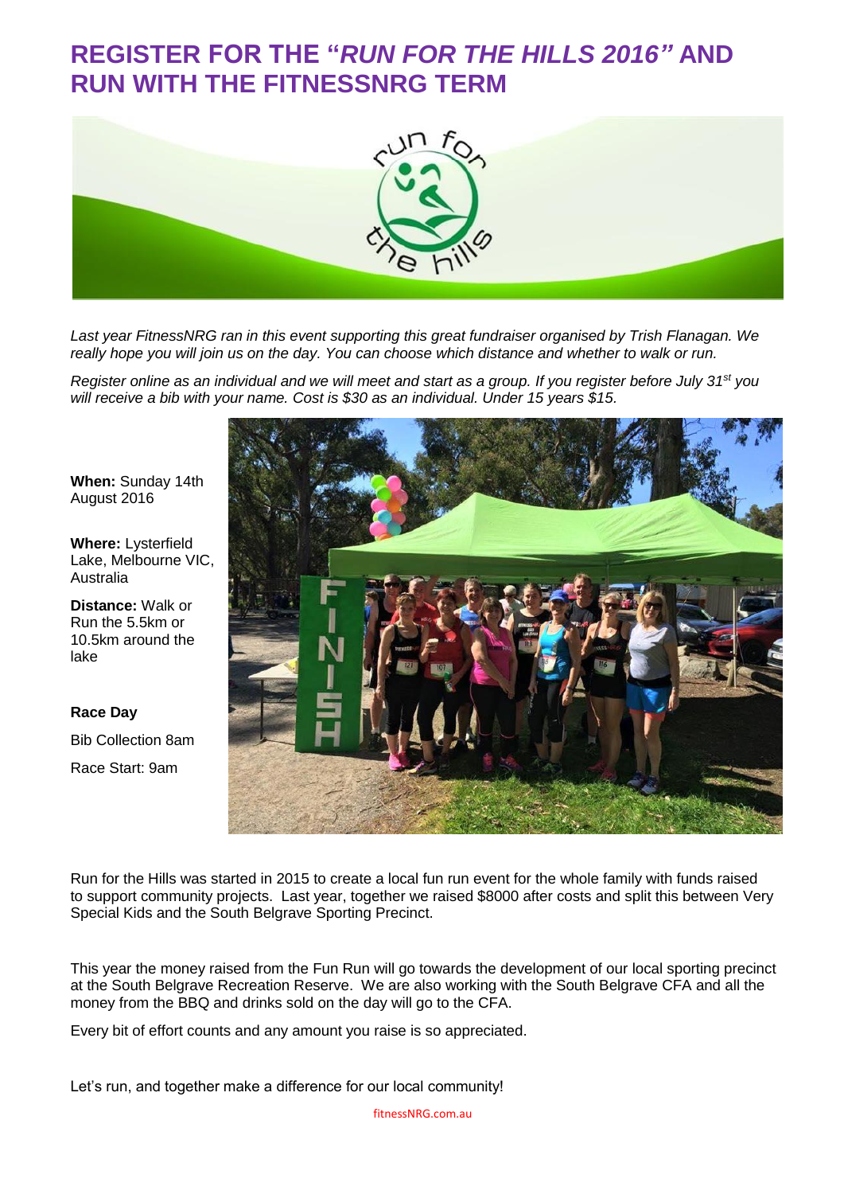# REGISTER FOR THE "*RUN FOR THE HILLS 2016"* AND RUN WITH THE FITNESSNRG TERM

*Last year FitnessNRG ran in this event supporting this great fundraiser organised by Trish Flanagan. We really hope you will join us on the day. You can choose which distance and whether to walk or run.*

*Register online as an individual and we will meet and start as a group. If you register before July 31st you will receive a bib with your name. Cost is $30 as an individual. Under 15 years $15.*

**When:** Sunday 14th August 2016

**Where:** Lysterfield Lake, Melbourne VIC, Australia

**Distance:** Walk or Run the 5.5km or 10.5km around the lake

**Race Day**

Bib Collection 8am

Race Start: 9am

Run for the Hills was started in 2015 to create a local fun run event for the whole family with funds raised to support community projects. Last year, together we raised $8000 after costs and split this between Very Special Kids and the South Belgrave Sporting Precinct.

This year the money raised from the Fun Run will go towards the development of our local sporting precinct at the South Belgrave Recreation Reserve. We are also working with the South Belgrave CFA and all the money from the BBQ and drinks sold on the day will go to the CFA.

Every bit of effort counts and any amount you raise is so appreciated.

Let's run, and together make a difference for our local community!

fitnessNRG.com.au